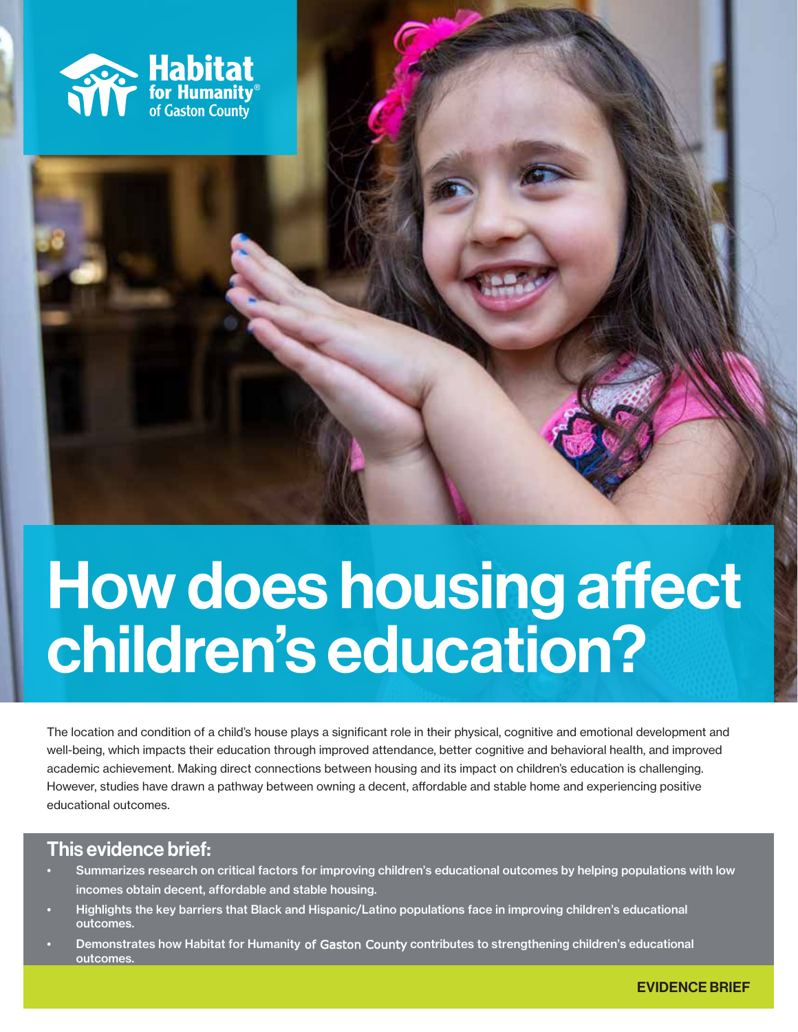Habitat for Humanity® of Gaston County

# How does housing affect children's education?

The location and condition of a child's house plays a significant role in their physical, cognitive and emotional development and well-being, which impacts their education through improved attendance, better cognitive and behavioral health, and improved academic achievement. Making direct connections between housing and its impact on children's education is challenging. However, studies have drawn a pathway between owning a decent, affordable and stable home and experiencing positive educational outcomes.

## This evidence brief:

- **Summarizes research on critical factors for improving children's educational outcomes by helping populations with low incomes obtain decent, affordable and stable housing.**
- **Highlights the key barriers that Black and Hispanic/Latino populations face in improving children's educational outcomes.**
- **Demonstrates how Habitat for Humanity of Gaston County contributes to strengthening children's educational outcomes.**

**EVIDENCE BRIEF**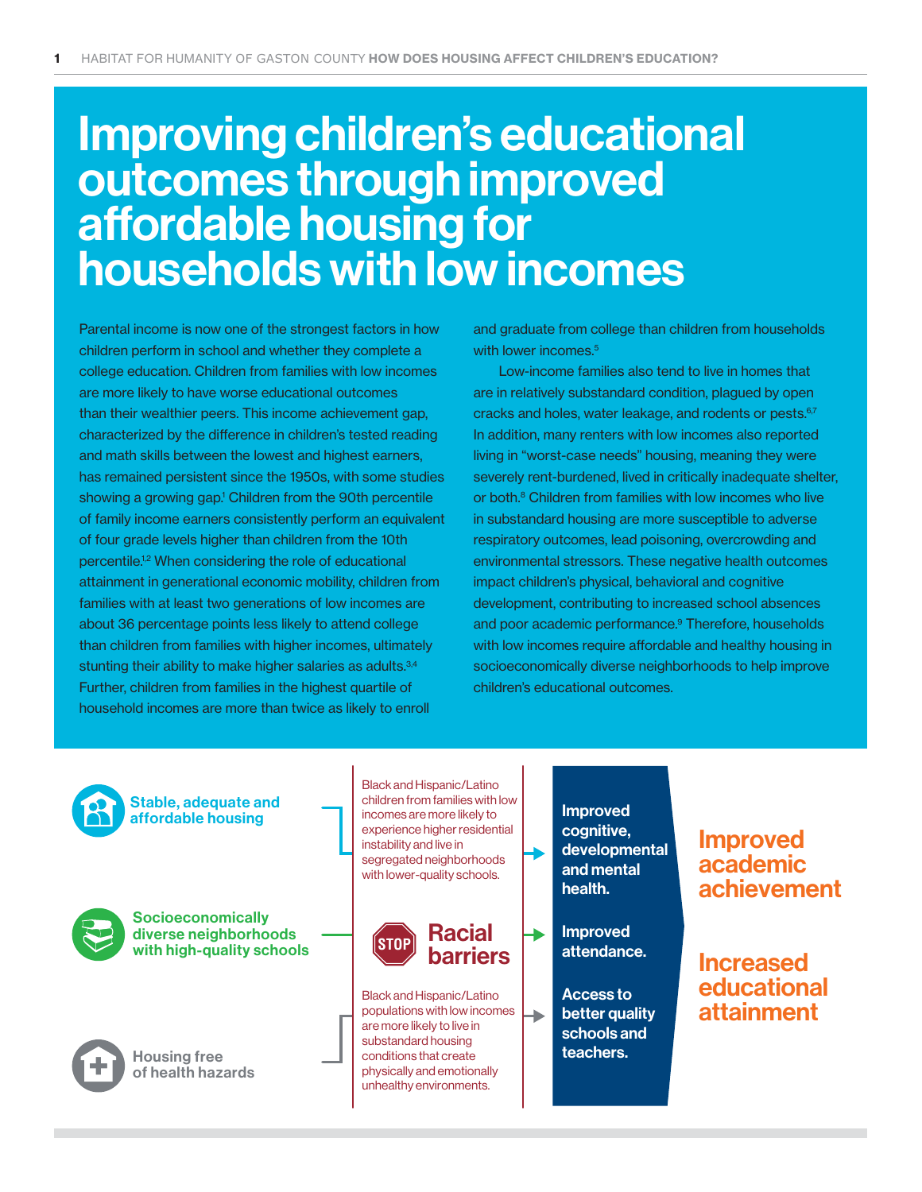# Improving children's educational outcomes through improved affordable housing for households with low incomes

Parental income is now one of the strongest factors in how children perform in school and whether they complete a college education. Children from families with low incomes are more likely to have worse educational outcomes than their wealthier peers. This income achievement gap, characterized by the difference in children's tested reading and math skills between the lowest and highest earners, has remained persistent since the 1950s, with some studies showing a growing gap.[1] Children from the 90th percentile of family income earners consistently perform an equivalent of four grade levels higher than children from the 10th percentile.[1,2] When considering the role of educational attainment in generational economic mobility, children from families with at least two generations of low incomes are about 36 percentage points less likely to attend college than children from families with higher incomes, ultimately stunting their ability to make higher salaries as adults.[3,4] Further, children from families in the highest quartile of household incomes are more than twice as likely to enroll and graduate from college than children from households with lower incomes.[5]

Low-income families also tend to live in homes that are in relatively substandard condition, plagued by open cracks and holes, water leakage, and rodents or pests.[6,7] In addition, many renters with low incomes also reported living in "worst-case needs" housing, meaning they were severely rent-burdened, lived in critically inadequate shelter, or both.[8] Children from families with low incomes who live in substandard housing are more susceptible to adverse respiratory outcomes, lead poisoning, overcrowding and environmental stressors. These negative health outcomes impact children's physical, behavioral and cognitive development, contributing to increased school absences and poor academic performance.[9] Therefore, households with low incomes require affordable and healthy housing in socioeconomically diverse neighborhoods to help improve children's educational outcomes.

**Stable, adequate and affordable housing**

**Socioeconomically diverse neighborhoods with high-quality schools**

**Housing free of health hazards**

Black and Hispanic/Latino children from families with low incomes are more likely to experience higher residential instability and live in segregated neighborhoods with lower-quality schools.

**STOP Racial barriers**

Black and Hispanic/Latino populations with low incomes are more likely to live in substandard housing conditions that create physically and emotionally unhealthy environments.

**Improved cognitive, developmental and mental health.**

**Improved attendance.**

**Access to better quality schools and teachers.**

**Improved academic achievement**

**Increased educational attainment**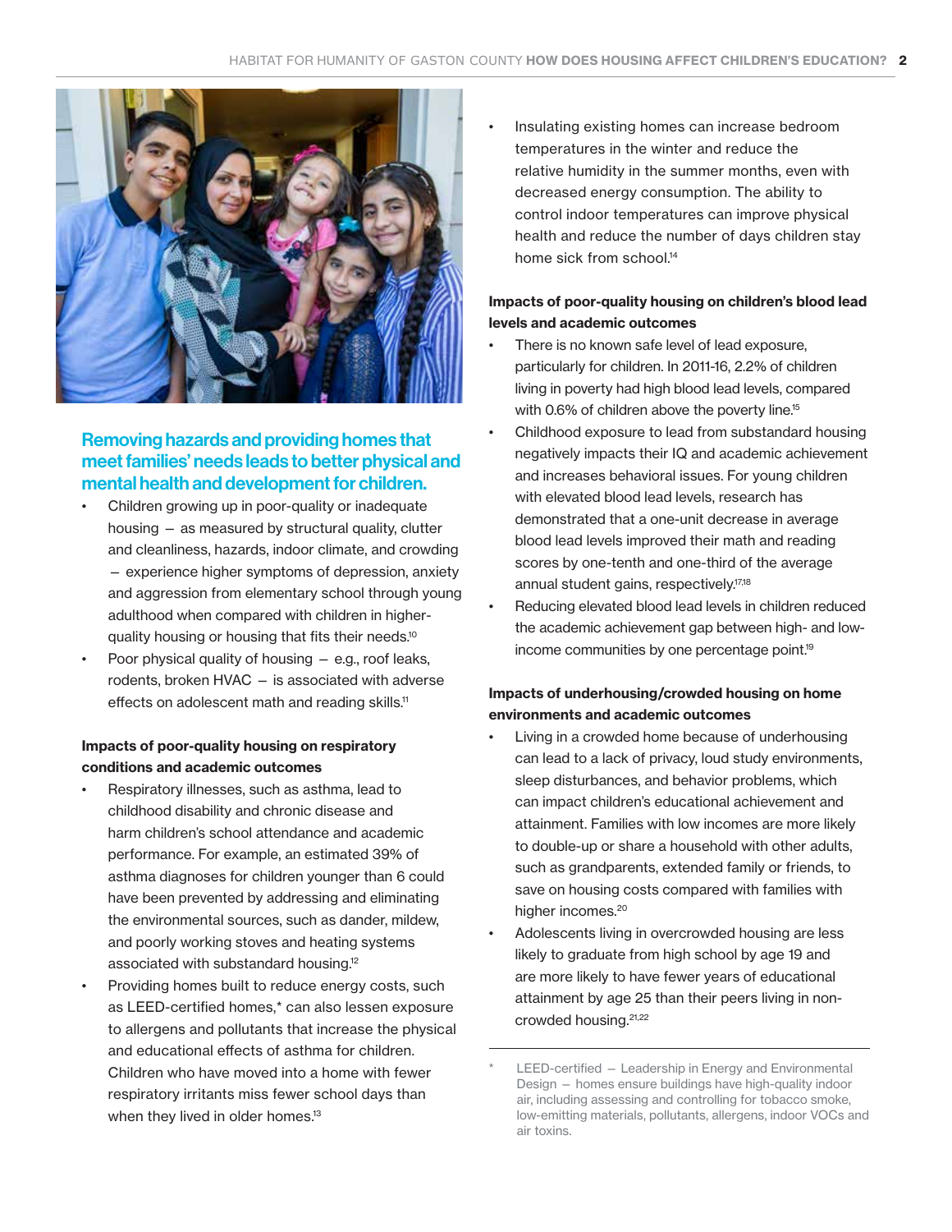## Removing hazards and providing homes that meet families' needs leads to better physical and mental health and development for children.

- Children growing up in poor-quality or inadequate housing – as measured by structural quality, clutter and cleanliness, hazards, indoor climate, and crowding – experience higher symptoms of depression, anxiety and aggression from elementary school through young adulthood when compared with children in higher-quality housing or housing that fits their needs.[10]
- Poor physical quality of housing – e.g., roof leaks, rodents, broken HVAC – is associated with adverse effects on adolescent math and reading skills.[11]

**Impacts of poor-quality housing on respiratory conditions and academic outcomes**

- Respiratory illnesses, such as asthma, lead to childhood disability and chronic disease and harm children's school attendance and academic performance. For example, an estimated 39% of asthma diagnoses for children younger than 6 could have been prevented by addressing and eliminating the environmental sources, such as dander, mildew, and poorly working stoves and heating systems associated with substandard housing.[12]
- Providing homes built to reduce energy costs, such as LEED-certified homes,* can also lessen exposure to allergens and pollutants that increase the physical and educational effects of asthma for children. Children who have moved into a home with fewer respiratory irritants miss fewer school days than when they lived in older homes.[13]
- Insulating existing homes can increase bedroom temperatures in the winter and reduce the relative humidity in the summer months, even with decreased energy consumption. The ability to control indoor temperatures can improve physical health and reduce the number of days children stay home sick from school.[14]

**Impacts of poor-quality housing on children's blood lead levels and academic outcomes**

- There is no known safe level of lead exposure, particularly for children. In 2011-16, 2.2% of children living in poverty had high blood lead levels, compared with 0.6% of children above the poverty line.[15]
- Childhood exposure to lead from substandard housing negatively impacts their IQ and academic achievement and increases behavioral issues. For young children with elevated blood lead levels, research has demonstrated that a one-unit decrease in average blood lead levels improved their math and reading scores by one-tenth and one-third of the average annual student gains, respectively.[17,18]
- Reducing elevated blood lead levels in children reduced the academic achievement gap between high- and low-income communities by one percentage point.[19]

**Impacts of underhousing/crowded housing on home environments and academic outcomes**

- Living in a crowded home because of underhousing can lead to a lack of privacy, loud study environments, sleep disturbances, and behavior problems, which can impact children's educational achievement and attainment. Families with low incomes are more likely to double-up or share a household with other adults, such as grandparents, extended family or friends, to save on housing costs compared with families with higher incomes.[20]
- Adolescents living in overcrowded housing are less likely to graduate from high school by age 19 and are more likely to have fewer years of educational attainment by age 25 than their peers living in non-crowded housing.[21,22]

\* LEED-certified – Leadership in Energy and Environmental Design – homes ensure buildings have high-quality indoor air, including assessing and controlling for tobacco smoke, low-emitting materials, pollutants, allergens, indoor VOCs and air toxins.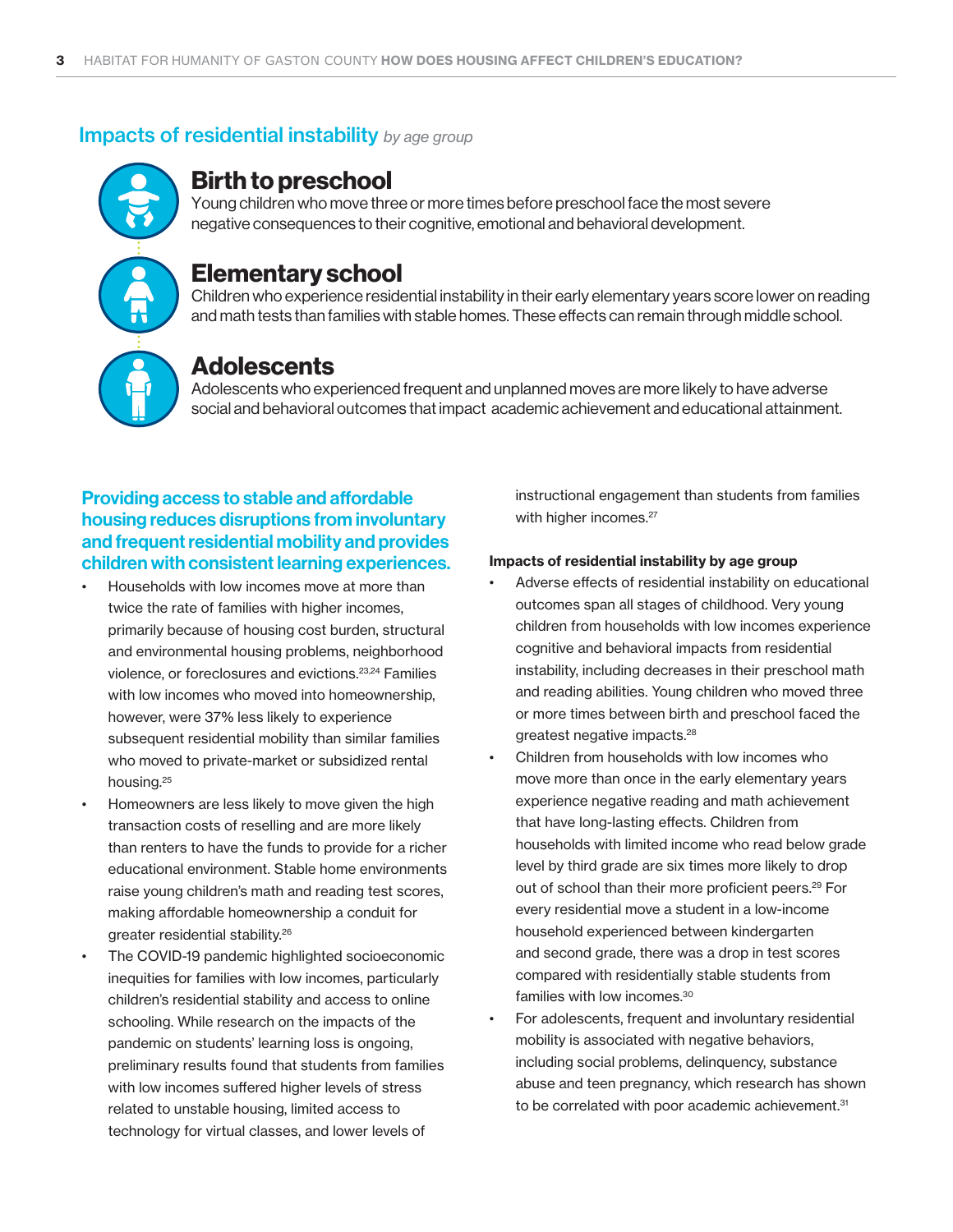## Impacts of residential instability *by age group*

### Birth to preschool

Young children who move three or more times before preschool face the most severe negative consequences to their cognitive, emotional and behavioral development.

### Elementary school

Children who experience residential instability in their early elementary years score lower on reading and math tests than families with stable homes. These effects can remain through middle school.

### Adolescents

Adolescents who experienced frequent and unplanned moves are more likely to have adverse social and behavioral outcomes that impact academic achievement and educational attainment.

**Providing access to stable and affordable housing reduces disruptions from involuntary and frequent residential mobility and provides children with consistent learning experiences.**

- Households with low incomes move at more than twice the rate of families with higher incomes, primarily because of housing cost burden, structural and environmental housing problems, neighborhood violence, or foreclosures and evictions.[23,24] Families with low incomes who moved into homeownership, however, were 37% less likely to experience subsequent residential mobility than similar families who moved to private-market or subsidized rental housing.[25]
- Homeowners are less likely to move given the high transaction costs of reselling and are more likely than renters to have the funds to provide for a richer educational environment. Stable home environments raise young children's math and reading test scores, making affordable homeownership a conduit for greater residential stability.[26]
- The COVID-19 pandemic highlighted socioeconomic inequities for families with low incomes, particularly children's residential stability and access to online schooling. While research on the impacts of the pandemic on students' learning loss is ongoing, preliminary results found that students from families with low incomes suffered higher levels of stress related to unstable housing, limited access to technology for virtual classes, and lower levels of instructional engagement than students from families with higher incomes.[27]

**Impacts of residential instability by age group**

- Adverse effects of residential instability on educational outcomes span all stages of childhood. Very young children from households with low incomes experience cognitive and behavioral impacts from residential instability, including decreases in their preschool math and reading abilities. Young children who moved three or more times between birth and preschool faced the greatest negative impacts.[28]
- Children from households with low incomes who move more than once in the early elementary years experience negative reading and math achievement that have long-lasting effects. Children from households with limited income who read below grade level by third grade are six times more likely to drop out of school than their more proficient peers.[29] For every residential move a student in a low-income household experienced between kindergarten and second grade, there was a drop in test scores compared with residentially stable students from families with low incomes.[30]
- For adolescents, frequent and involuntary residential mobility is associated with negative behaviors, including social problems, delinquency, substance abuse and teen pregnancy, which research has shown to be correlated with poor academic achievement.[31]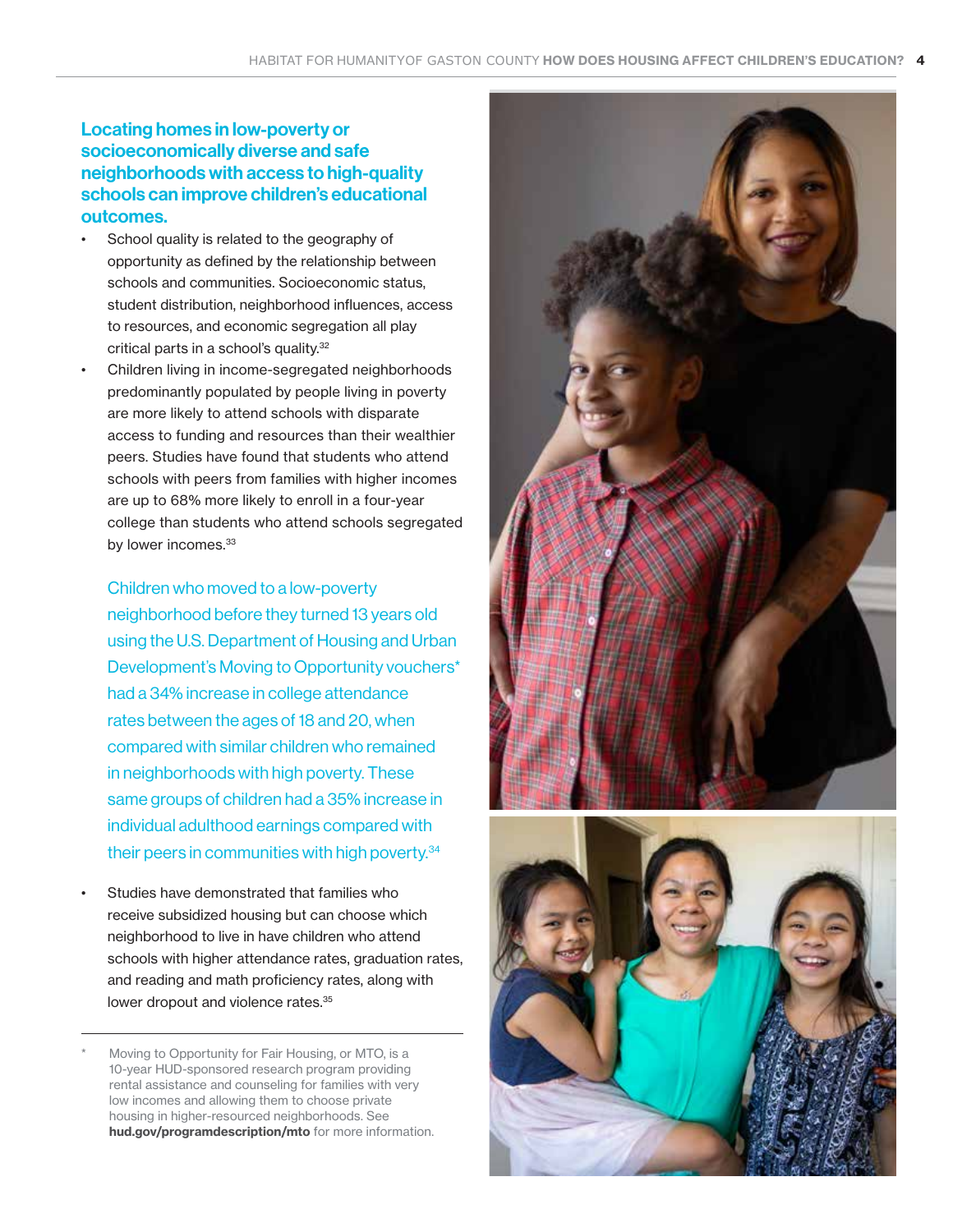## Locating homes in low-poverty or socioeconomically diverse and safe neighborhoods with access to high-quality schools can improve children's educational outcomes.

- School quality is related to the geography of opportunity as defined by the relationship between schools and communities. Socioeconomic status, student distribution, neighborhood influences, access to resources, and economic segregation all play critical parts in a school's quality.[32]
- Children living in income-segregated neighborhoods predominantly populated by people living in poverty are more likely to attend schools with disparate access to funding and resources than their wealthier peers. Studies have found that students who attend schools with peers from families with higher incomes are up to 68% more likely to enroll in a four-year college than students who attend schools segregated by lower incomes.[33]

  Children who moved to a low-poverty neighborhood before they turned 13 years old using the U.S. Department of Housing and Urban Development's Moving to Opportunity vouchers* had a 34% increase in college attendance rates between the ages of 18 and 20, when compared with similar children who remained in neighborhoods with high poverty. These same groups of children had a 35% increase in individual adulthood earnings compared with their peers in communities with high poverty.[34]

- Studies have demonstrated that families who receive subsidized housing but can choose which neighborhood to live in have children who attend schools with higher attendance rates, graduation rates, and reading and math proficiency rates, along with lower dropout and violence rates.[35]

---

\* Moving to Opportunity for Fair Housing, or MTO, is a 10-year HUD-sponsored research program providing rental assistance and counseling for families with very low incomes and allowing them to choose private housing in higher-resourced neighborhoods. See **hud.gov/programdescription/mto** for more information.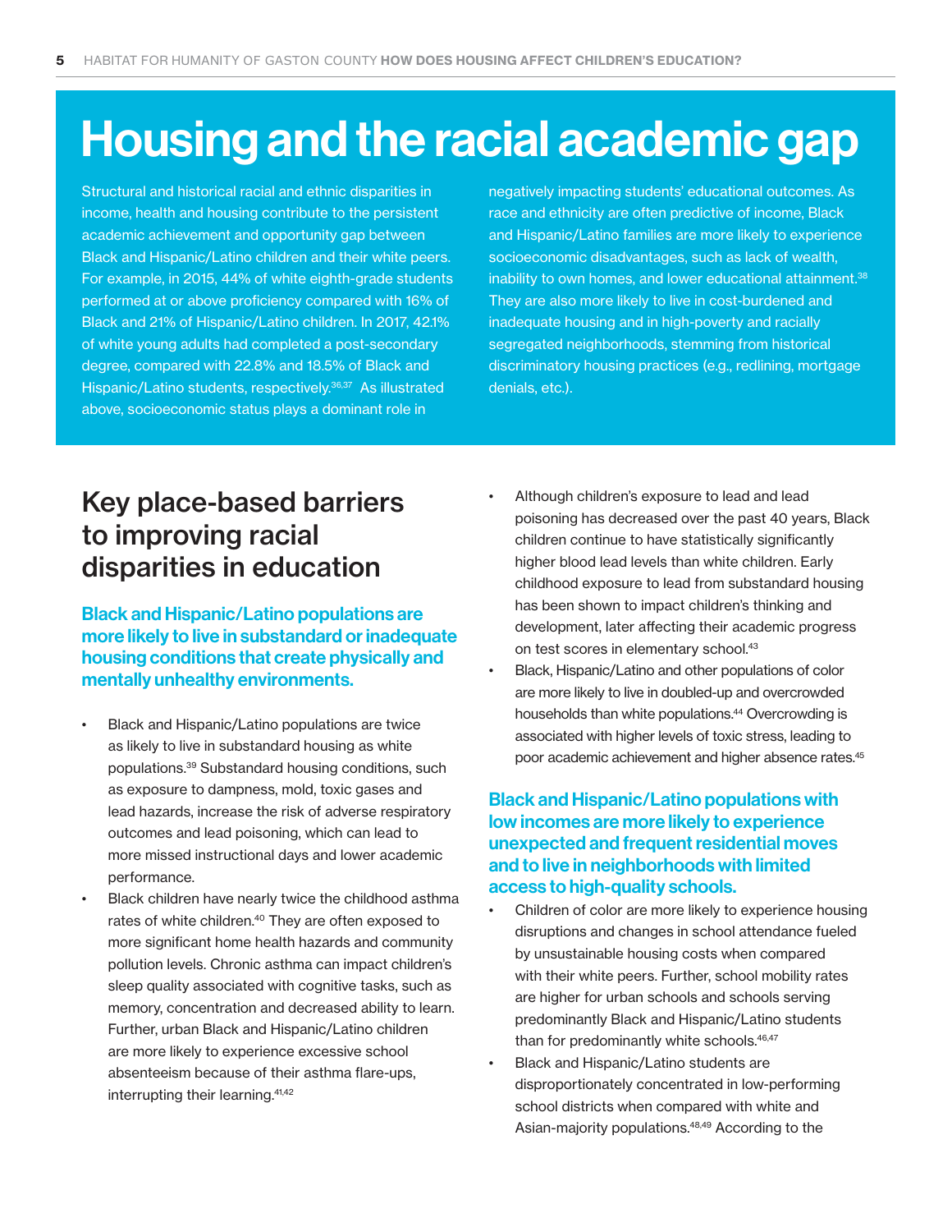# Housing and the racial academic gap

Structural and historical racial and ethnic disparities in income, health and housing contribute to the persistent academic achievement and opportunity gap between Black and Hispanic/Latino children and their white peers. For example, in 2015, 44% of white eighth-grade students performed at or above proficiency compared with 16% of Black and 21% of Hispanic/Latino children. In 2017, 42.1% of white young adults had completed a post-secondary degree, compared with 22.8% and 18.5% of Black and Hispanic/Latino students, respectively.[36,37] As illustrated above, socioeconomic status plays a dominant role in negatively impacting students' educational outcomes. As race and ethnicity are often predictive of income, Black and Hispanic/Latino families are more likely to experience socioeconomic disadvantages, such as lack of wealth, inability to own homes, and lower educational attainment.[38] They are also more likely to live in cost-burdened and inadequate housing and in high-poverty and racially segregated neighborhoods, stemming from historical discriminatory housing practices (e.g., redlining, mortgage denials, etc.).

## Key place-based barriers to improving racial disparities in education

### Black and Hispanic/Latino populations are more likely to live in substandard or inadequate housing conditions that create physically and mentally unhealthy environments.

- Black and Hispanic/Latino populations are twice as likely to live in substandard housing as white populations.[39] Substandard housing conditions, such as exposure to dampness, mold, toxic gases and lead hazards, increase the risk of adverse respiratory outcomes and lead poisoning, which can lead to more missed instructional days and lower academic performance.
- Black children have nearly twice the childhood asthma rates of white children.[40] They are often exposed to more significant home health hazards and community pollution levels. Chronic asthma can impact children's sleep quality associated with cognitive tasks, such as memory, concentration and decreased ability to learn. Further, urban Black and Hispanic/Latino children are more likely to experience excessive school absenteeism because of their asthma flare-ups, interrupting their learning.[41,42]
- Although children's exposure to lead and lead poisoning has decreased over the past 40 years, Black children continue to have statistically significantly higher blood lead levels than white children. Early childhood exposure to lead from substandard housing has been shown to impact children's thinking and development, later affecting their academic progress on test scores in elementary school.[43]
- Black, Hispanic/Latino and other populations of color are more likely to live in doubled-up and overcrowded households than white populations.[44] Overcrowding is associated with higher levels of toxic stress, leading to poor academic achievement and higher absence rates.[45]

### Black and Hispanic/Latino populations with low incomes are more likely to experience unexpected and frequent residential moves and to live in neighborhoods with limited access to high-quality schools.

- Children of color are more likely to experience housing disruptions and changes in school attendance fueled by unsustainable housing costs when compared with their white peers. Further, school mobility rates are higher for urban schools and schools serving predominantly Black and Hispanic/Latino students than for predominantly white schools.[46,47]
- Black and Hispanic/Latino students are disproportionately concentrated in low-performing school districts when compared with white and Asian-majority populations.[48,49] According to the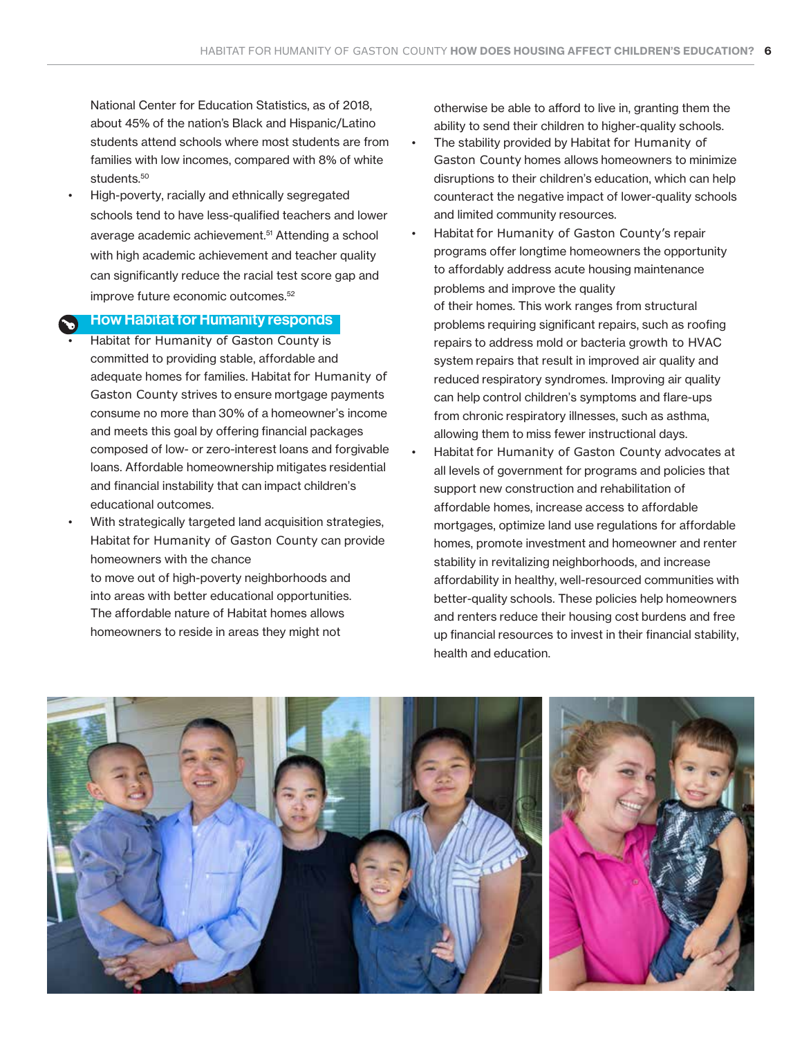National Center for Education Statistics, as of 2018, about 45% of the nation's Black and Hispanic/Latino students attend schools where most students are from families with low incomes, compared with 8% of white students.[50]

- High-poverty, racially and ethnically segregated schools tend to have less-qualified teachers and lower average academic achievement.[51] Attending a school with high academic achievement and teacher quality can significantly reduce the racial test score gap and improve future economic outcomes.[52]

## How Habitat for Humanity responds

- Habitat for Humanity of Gaston County is committed to providing stable, affordable and adequate homes for families. Habitat for Humanity of Gaston County strives to ensure mortgage payments consume no more than 30% of a homeowner's income and meets this goal by offering financial packages composed of low- or zero-interest loans and forgivable loans. Affordable homeownership mitigates residential and financial instability that can impact children's educational outcomes.
- With strategically targeted land acquisition strategies, Habitat for Humanity of Gaston County can provide homeowners with the chance to move out of high-poverty neighborhoods and into areas with better educational opportunities. The affordable nature of Habitat homes allows homeowners to reside in areas they might not otherwise be able to afford to live in, granting them the ability to send their children to higher-quality schools.
- The stability provided by Habitat for Humanity of Gaston County homes allows homeowners to minimize disruptions to their children's education, which can help counteract the negative impact of lower-quality schools and limited community resources.
- Habitat for Humanity of Gaston County's repair programs offer longtime homeowners the opportunity to affordably address acute housing maintenance problems and improve the quality of their homes. This work ranges from structural problems requiring significant repairs, such as roofing repairs to address mold or bacteria growth to HVAC system repairs that result in improved air quality and reduced respiratory syndromes. Improving air quality can help control children's symptoms and flare-ups from chronic respiratory illnesses, such as asthma, allowing them to miss fewer instructional days.
- Habitat for Humanity of Gaston County advocates at all levels of government for programs and policies that support new construction and rehabilitation of affordable homes, increase access to affordable mortgages, optimize land use regulations for affordable homes, promote investment and homeowner and renter stability in revitalizing neighborhoods, and increase affordability in healthy, well-resourced communities with better-quality schools. These policies help homeowners and renters reduce their housing cost burdens and free up financial resources to invest in their financial stability, health and education.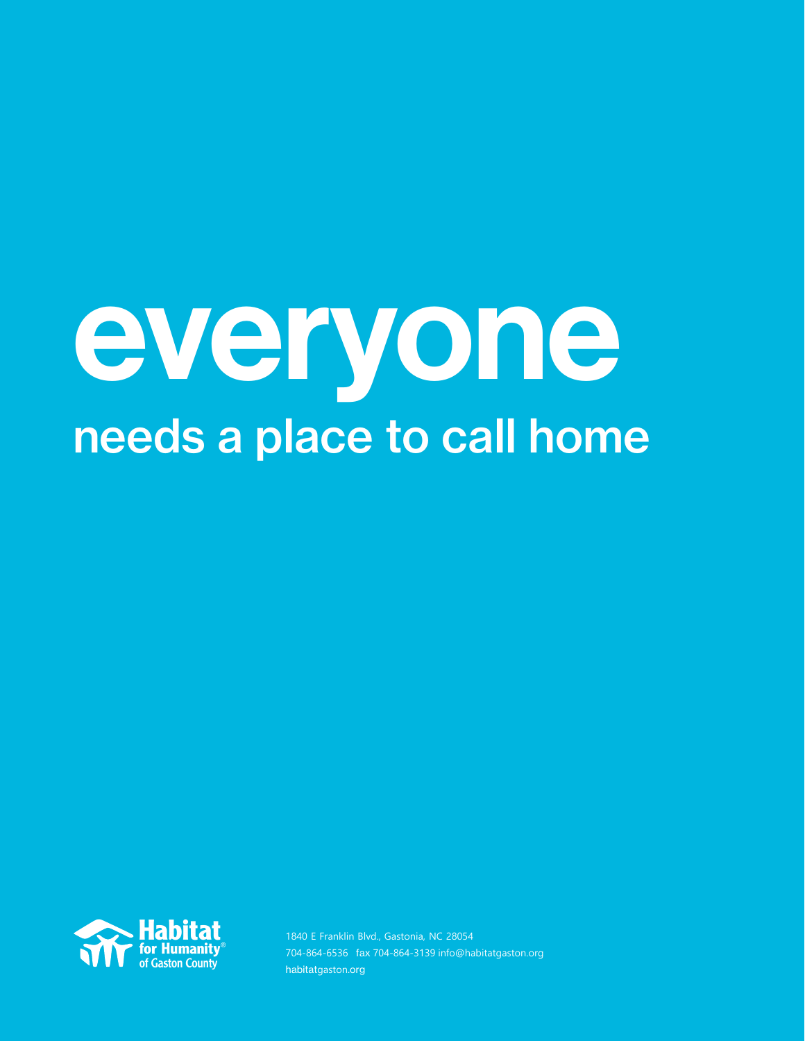# everyone

## needs a place to call home

Habitat for Humanity® of Gaston County

1840 E Franklin Blvd., Gastonia, NC 28054
704-864-6536 fax 704-864-3139 info@habitatgaston.org
habitatgaston.org